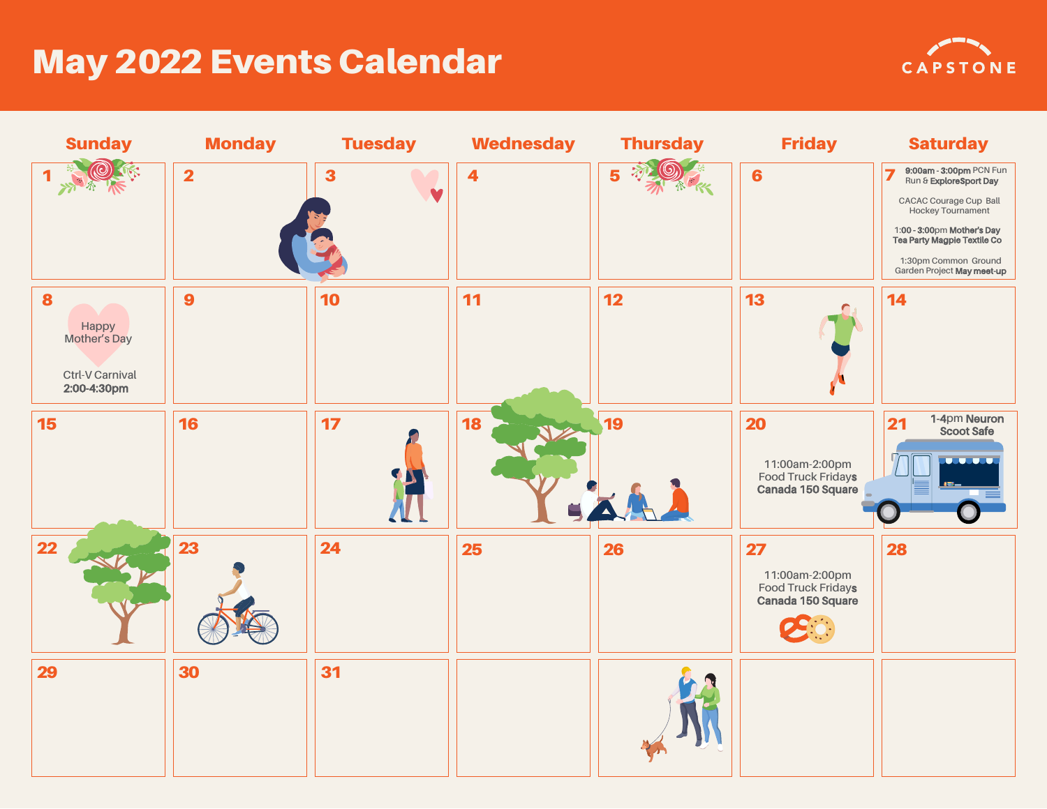# May 2022 Events Calendar

CAPSTONE

| Sunday | Monday | Tuesday | Wednesday | Thursday | Friday | Saturday |
| --- | --- | --- | --- | --- | --- | --- |
| 1 | 2 | 3 | 4 | 5 | 6 | 7 **9:00am - 3:00pm** PCN Fun Run & **ExploreSport Day**<br>CACAC Courage Cup Ball Hockey Tournament<br>**1:00 - 3:00pm Mother's Day Tea Party Magpie Textile Co**<br>1:30pm Common Ground Garden Project **May meet-up** |
| 8 Happy Mother's Day<br>Ctrl-V Carnival **2:00-4:30pm** | 9 | 10 | 11 | 12 | 13 | 14 |
| 15 | 16 | 17 | 18 | 19 | 20 11:00am-2:00pm Food Truck Fridays **Canada 150 Square** | 21 1-4pm Neuron Scoot Safe |
| 22 | 23 | 24 | 25 | 26 | 27 11:00am-2:00pm Food Truck Fridays **Canada 150 Square** | 28 |
| 29 | 30 | 31 | | | | |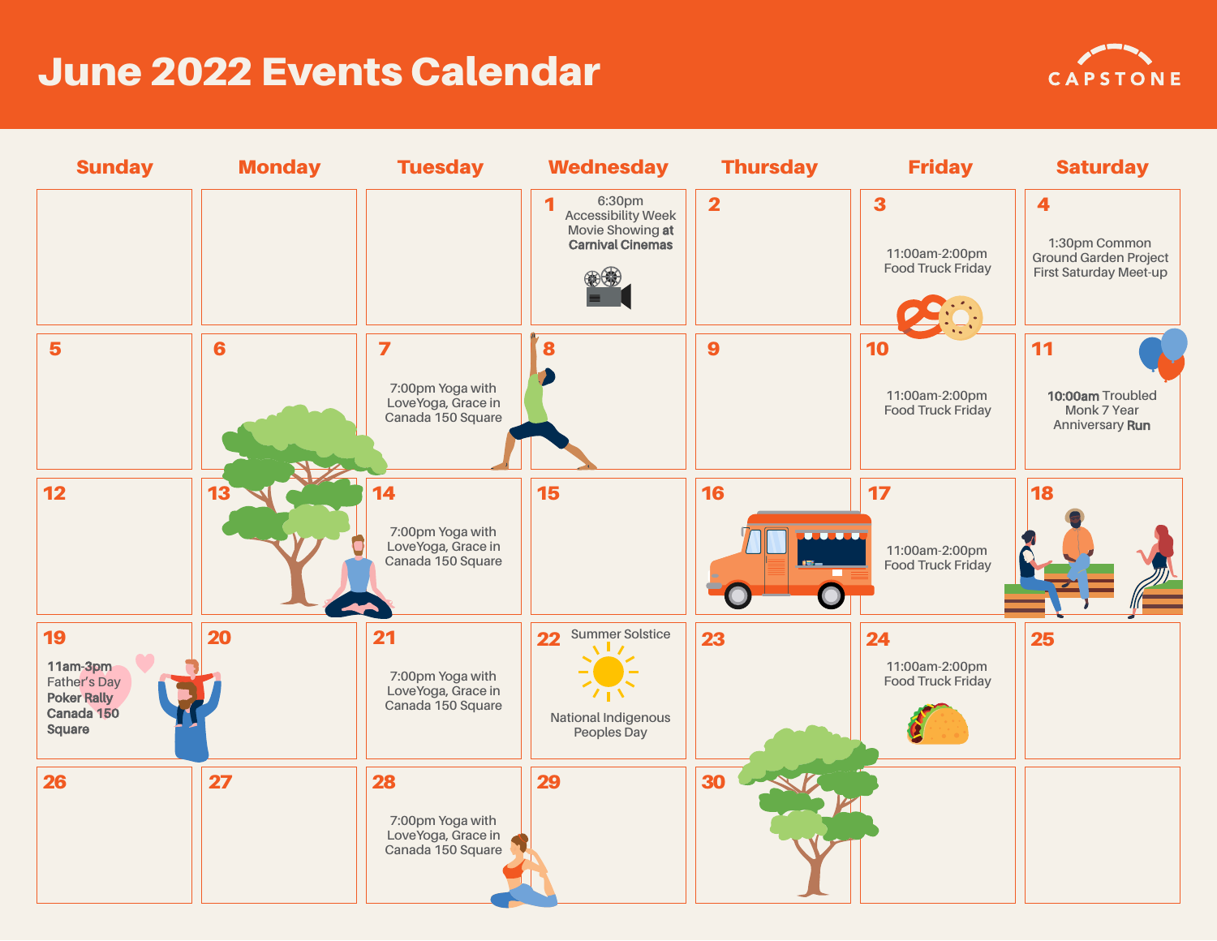# June 2022 Events Calendar

CAPSTONE

| Sunday | Monday | Tuesday | Wednesday | Thursday | Friday | Saturday |
| --- | --- | --- | --- | --- | --- | --- |
| | | | 1 6:30pm Accessibility Week Movie Showing at Carnival Cinemas | 2 | 3 11:00am-2:00pm Food Truck Friday | 4 1:30pm Common Ground Garden Project First Saturday Meet-up |
| 5 | 6 | 7 7:00pm Yoga with LoveYoga, Grace in Canada 150 Square | 8 | 9 | 10 11:00am-2:00pm Food Truck Friday | 11 10:00am Troubled Monk 7 Year Anniversary Run |
| 12 | 13 | 14 7:00pm Yoga with LoveYoga, Grace in Canada 150 Square | 15 | 16 | 17 11:00am-2:00pm Food Truck Friday | 18 |
| 19 11am-3pm Father's Day Poker Rally Canada 150 Square | 20 | 21 7:00pm Yoga with LoveYoga, Grace in Canada 150 Square | 22 Summer Solstice National Indigenous Peoples Day | 23 | 24 11:00am-2:00pm Food Truck Friday | 25 |
| 26 | 27 | 28 7:00pm Yoga with LoveYoga, Grace in Canada 150 Square | 29 | 30 | | |